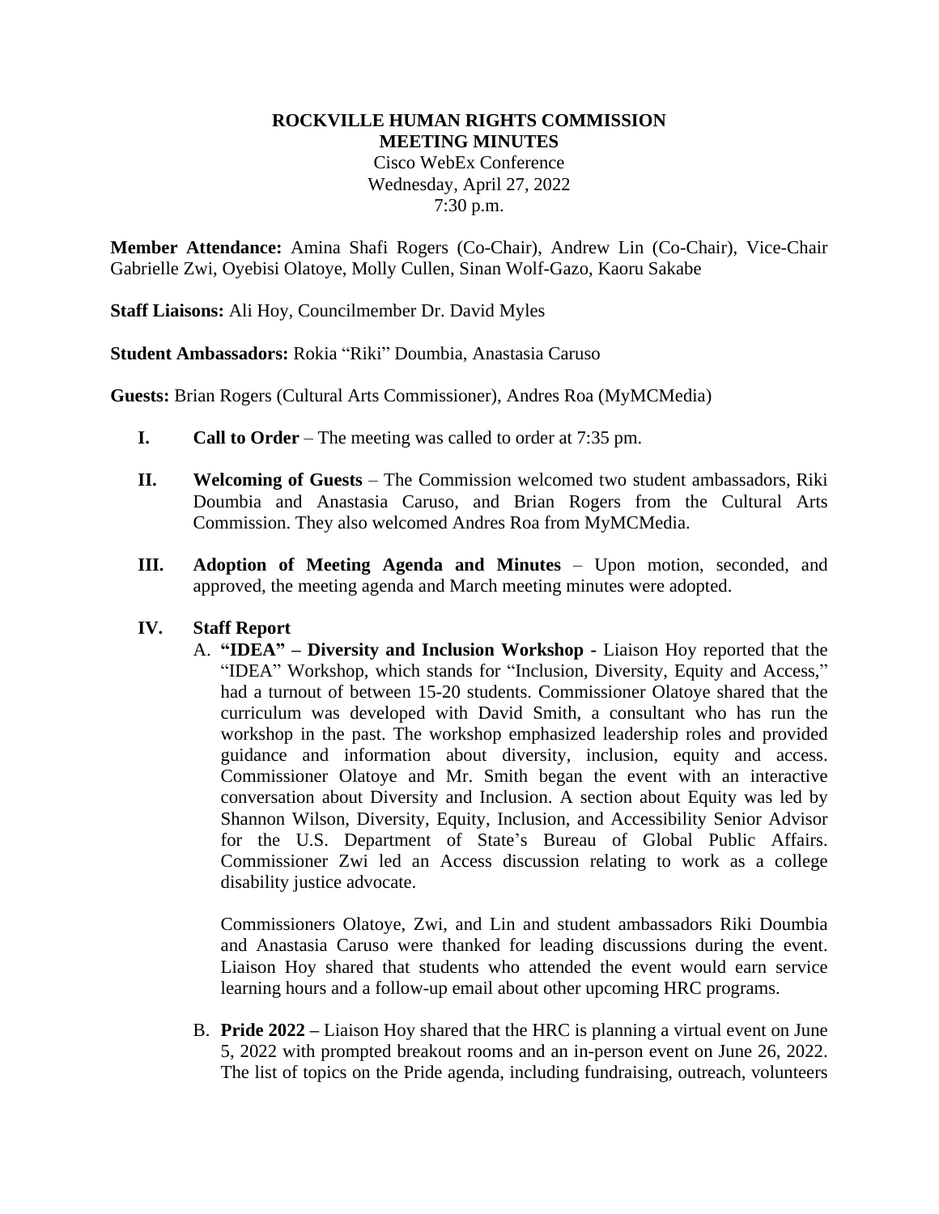**ROCKVILLE HUMAN RIGHTS COMMISSION**
**MEETING MINUTES**
Cisco WebEx Conference
Wednesday, April 27, 2022
7:30 p.m.

**Member Attendance:** Amina Shafi Rogers (Co-Chair), Andrew Lin (Co-Chair), Vice-Chair Gabrielle Zwi, Oyebisi Olatoye, Molly Cullen, Sinan Wolf-Gazo, Kaoru Sakabe

**Staff Liaisons:** Ali Hoy, Councilmember Dr. David Myles

**Student Ambassadors:** Rokia "Riki" Doumbia, Anastasia Caruso

**Guests:** Brian Rogers (Cultural Arts Commissioner), Andres Roa (MyMCMedia)

**I. Call to Order** – The meeting was called to order at 7:35 pm.

**II. Welcoming of Guests** – The Commission welcomed two student ambassadors, Riki Doumbia and Anastasia Caruso, and Brian Rogers from the Cultural Arts Commission. They also welcomed Andres Roa from MyMCMedia.

**III. Adoption of Meeting Agenda and Minutes** – Upon motion, seconded, and approved, the meeting agenda and March meeting minutes were adopted.

**IV. Staff Report**

A. **"IDEA" – Diversity and Inclusion Workshop -** Liaison Hoy reported that the "IDEA" Workshop, which stands for "Inclusion, Diversity, Equity and Access," had a turnout of between 15-20 students. Commissioner Olatoye shared that the curriculum was developed with David Smith, a consultant who has run the workshop in the past. The workshop emphasized leadership roles and provided guidance and information about diversity, inclusion, equity and access. Commissioner Olatoye and Mr. Smith began the event with an interactive conversation about Diversity and Inclusion. A section about Equity was led by Shannon Wilson, Diversity, Equity, Inclusion, and Accessibility Senior Advisor for the U.S. Department of State's Bureau of Global Public Affairs. Commissioner Zwi led an Access discussion relating to work as a college disability justice advocate.

Commissioners Olatoye, Zwi, and Lin and student ambassadors Riki Doumbia and Anastasia Caruso were thanked for leading discussions during the event. Liaison Hoy shared that students who attended the event would earn service learning hours and a follow-up email about other upcoming HRC programs.

B. **Pride 2022 –** Liaison Hoy shared that the HRC is planning a virtual event on June 5, 2022 with prompted breakout rooms and an in-person event on June 26, 2022. The list of topics on the Pride agenda, including fundraising, outreach, volunteers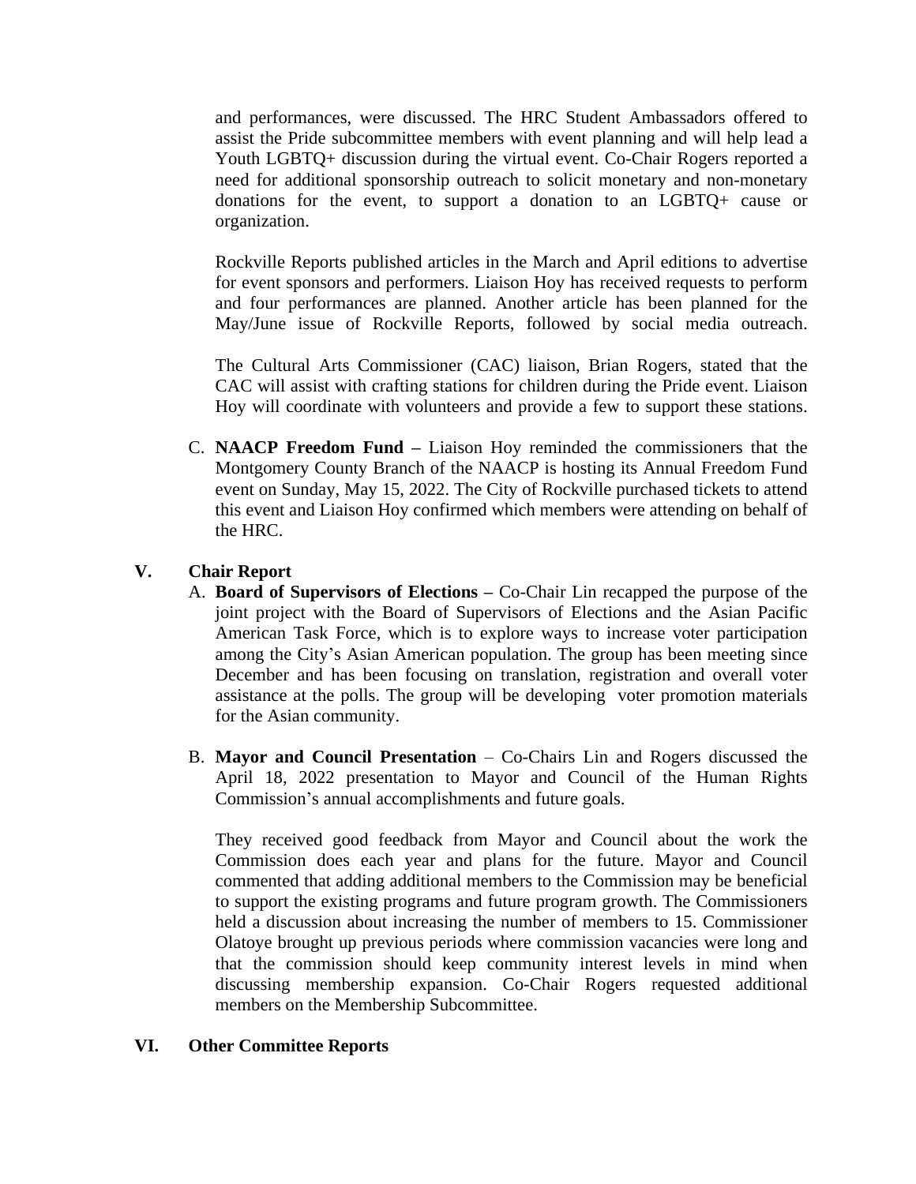and performances, were discussed. The HRC Student Ambassadors offered to assist the Pride subcommittee members with event planning and will help lead a Youth LGBTQ+ discussion during the virtual event. Co-Chair Rogers reported a need for additional sponsorship outreach to solicit monetary and non-monetary donations for the event, to support a donation to an LGBTQ+ cause or organization.

Rockville Reports published articles in the March and April editions to advertise for event sponsors and performers. Liaison Hoy has received requests to perform and four performances are planned. Another article has been planned for the May/June issue of Rockville Reports, followed by social media outreach.

The Cultural Arts Commissioner (CAC) liaison, Brian Rogers, stated that the CAC will assist with crafting stations for children during the Pride event. Liaison Hoy will coordinate with volunteers and provide a few to support these stations.

C. **NAACP Freedom Fund –** Liaison Hoy reminded the commissioners that the Montgomery County Branch of the NAACP is hosting its Annual Freedom Fund event on Sunday, May 15, 2022. The City of Rockville purchased tickets to attend this event and Liaison Hoy confirmed which members were attending on behalf of the HRC.

## V. Chair Report

A. **Board of Supervisors of Elections –** Co-Chair Lin recapped the purpose of the joint project with the Board of Supervisors of Elections and the Asian Pacific American Task Force, which is to explore ways to increase voter participation among the City's Asian American population. The group has been meeting since December and has been focusing on translation, registration and overall voter assistance at the polls. The group will be developing voter promotion materials for the Asian community.

B. **Mayor and Council Presentation** – Co-Chairs Lin and Rogers discussed the April 18, 2022 presentation to Mayor and Council of the Human Rights Commission's annual accomplishments and future goals.

They received good feedback from Mayor and Council about the work the Commission does each year and plans for the future. Mayor and Council commented that adding additional members to the Commission may be beneficial to support the existing programs and future program growth. The Commissioners held a discussion about increasing the number of members to 15. Commissioner Olatoye brought up previous periods where commission vacancies were long and that the commission should keep community interest levels in mind when discussing membership expansion. Co-Chair Rogers requested additional members on the Membership Subcommittee.

## VI. Other Committee Reports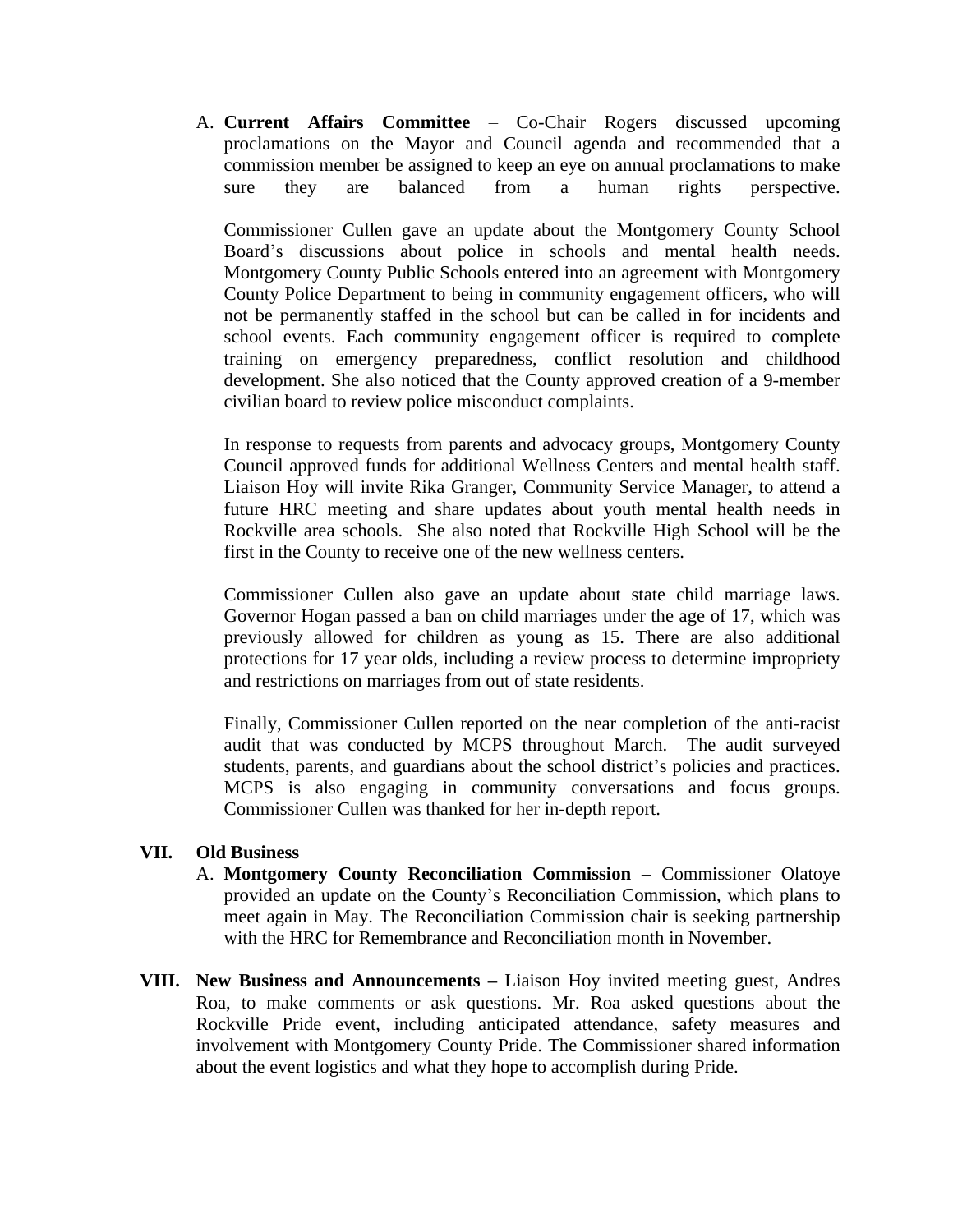A. **Current Affairs Committee** – Co-Chair Rogers discussed upcoming proclamations on the Mayor and Council agenda and recommended that a commission member be assigned to keep an eye on annual proclamations to make sure they are balanced from a human rights perspective.

   Commissioner Cullen gave an update about the Montgomery County School Board's discussions about police in schools and mental health needs. Montgomery County Public Schools entered into an agreement with Montgomery County Police Department to being in community engagement officers, who will not be permanently staffed in the school but can be called in for incidents and school events. Each community engagement officer is required to complete training on emergency preparedness, conflict resolution and childhood development. She also noticed that the County approved creation of a 9-member civilian board to review police misconduct complaints.

   In response to requests from parents and advocacy groups, Montgomery County Council approved funds for additional Wellness Centers and mental health staff. Liaison Hoy will invite Rika Granger, Community Service Manager, to attend a future HRC meeting and share updates about youth mental health needs in Rockville area schools. She also noted that Rockville High School will be the first in the County to receive one of the new wellness centers.

   Commissioner Cullen also gave an update about state child marriage laws. Governor Hogan passed a ban on child marriages under the age of 17, which was previously allowed for children as young as 15. There are also additional protections for 17 year olds, including a review process to determine impropriety and restrictions on marriages from out of state residents.

   Finally, Commissioner Cullen reported on the near completion of the anti-racist audit that was conducted by MCPS throughout March. The audit surveyed students, parents, and guardians about the school district's policies and practices. MCPS is also engaging in community conversations and focus groups. Commissioner Cullen was thanked for her in-depth report.

**VII. Old Business**

A. **Montgomery County Reconciliation Commission –** Commissioner Olatoye provided an update on the County's Reconciliation Commission, which plans to meet again in May. The Reconciliation Commission chair is seeking partnership with the HRC for Remembrance and Reconciliation month in November.

**VIII. New Business and Announcements –** Liaison Hoy invited meeting guest, Andres Roa, to make comments or ask questions. Mr. Roa asked questions about the Rockville Pride event, including anticipated attendance, safety measures and involvement with Montgomery County Pride. The Commissioner shared information about the event logistics and what they hope to accomplish during Pride.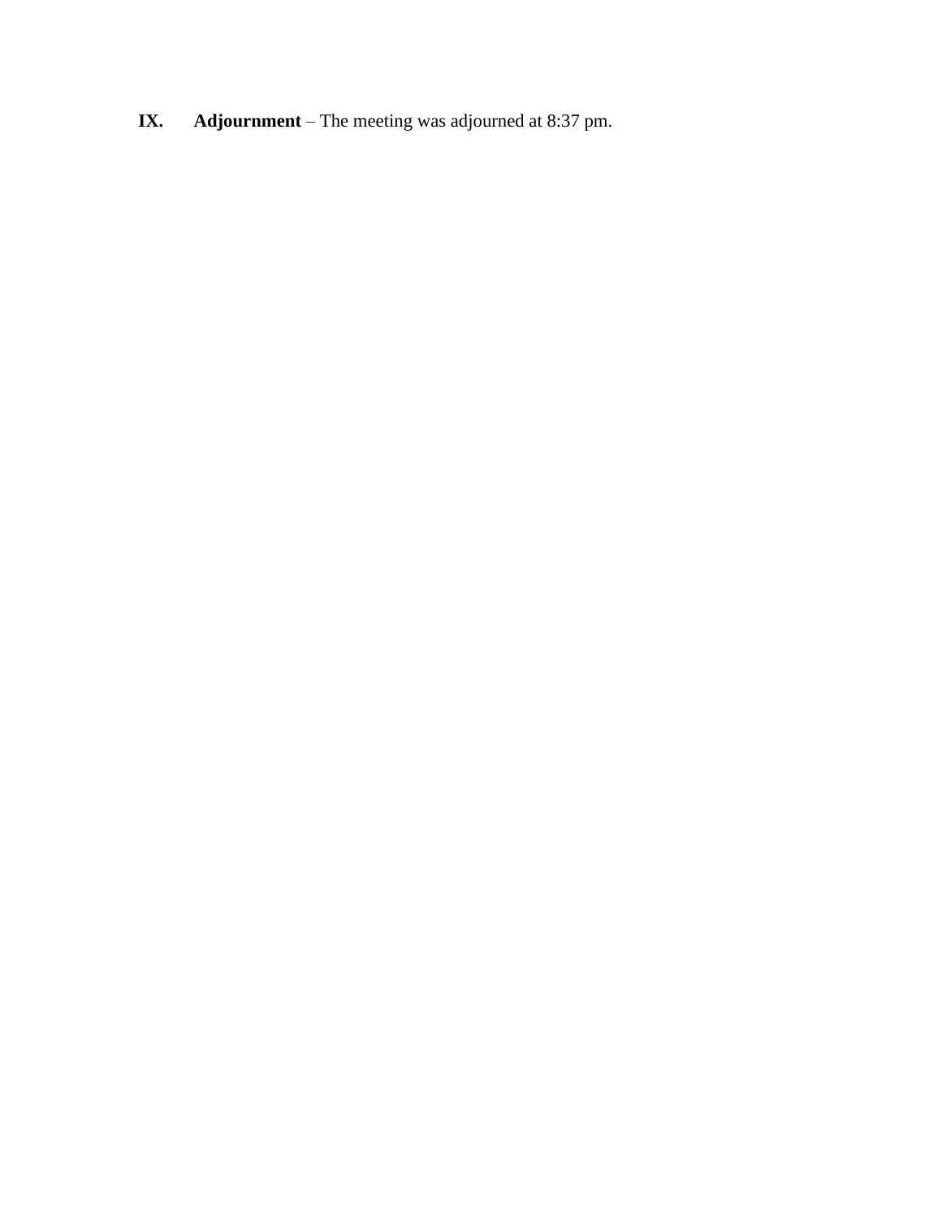**IX. Adjournment** – The meeting was adjourned at 8:37 pm.